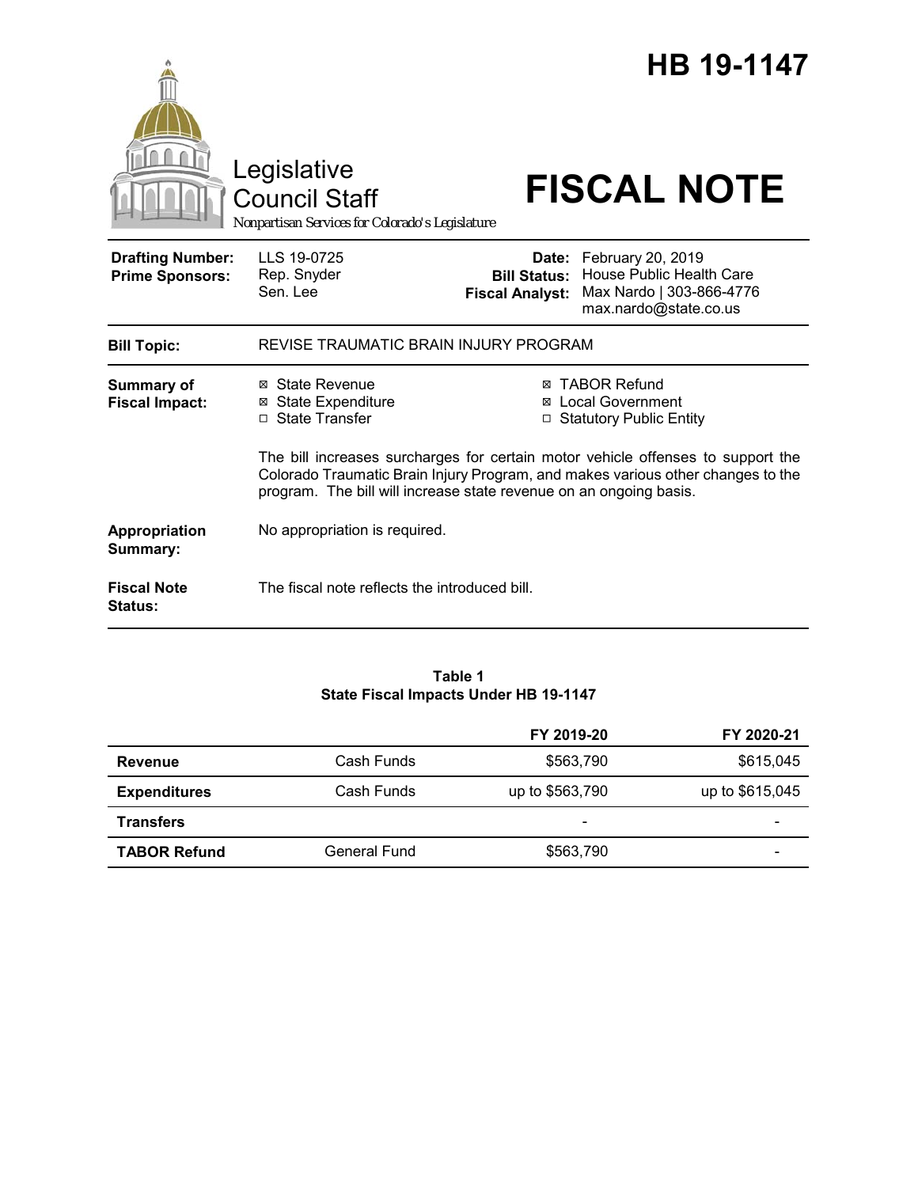# HB 19-1147

Legislative Council Staff

Nonpartisan Services for Colorado's Legislature

# FISCAL NOTE

| | | | |
|---|---|---|---|
| **Drafting Number:** | LLS 19-0725 | **Date:** | February 20, 2019 |
| **Prime Sponsors:** | Rep. Snyder<br>Sen. Lee | **Bill Status:** | House Public Health Care |
| | | **Fiscal Analyst:** | Max Nardo \| 303-866-4776<br>max.nardo@state.co.us |

**Bill Topic:** REVISE TRAUMATIC BRAIN INJURY PROGRAM

**Summary of Fiscal Impact:**

- ☒ State Revenue
- ☒ State Expenditure
- ☐ State Transfer
- ☒ TABOR Refund
- ☒ Local Government
- ☐ Statutory Public Entity

The bill increases surcharges for certain motor vehicle offenses to support the Colorado Traumatic Brain Injury Program, and makes various other changes to the program. The bill will increase state revenue on an ongoing basis.

**Appropriation Summary:** No appropriation is required.

**Fiscal Note Status:** The fiscal note reflects the introduced bill.

**Table 1**
**State Fiscal Impacts Under HB 19-1147**

| | | FY 2019-20 | FY 2020-21 |
|---|---|---|---|
| **Revenue** | Cash Funds | $563,790 | $615,045 |
| **Expenditures** | Cash Funds | up to $563,790 | up to $615,045 |
| **Transfers** | | - | - |
| **TABOR Refund** | General Fund | $563,790 | - |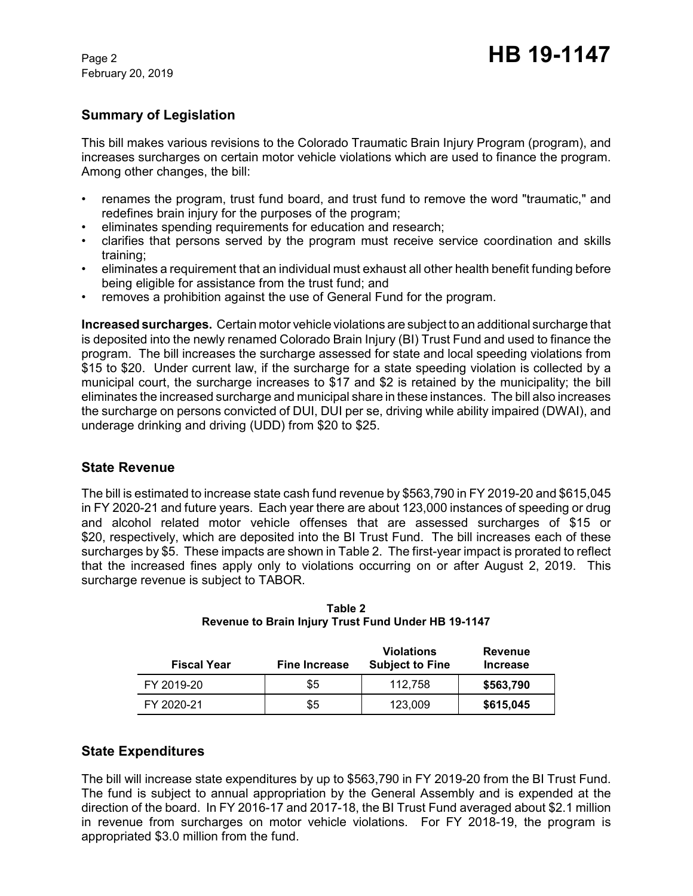## Summary of Legislation

This bill makes various revisions to the Colorado Traumatic Brain Injury Program (program), and increases surcharges on certain motor vehicle violations which are used to finance the program. Among other changes, the bill:

- renames the program, trust fund board, and trust fund to remove the word "traumatic," and redefines brain injury for the purposes of the program;
- eliminates spending requirements for education and research;
- clarifies that persons served by the program must receive service coordination and skills training;
- eliminates a requirement that an individual must exhaust all other health benefit funding before being eligible for assistance from the trust fund; and
- removes a prohibition against the use of General Fund for the program.

**Increased surcharges.** Certain motor vehicle violations are subject to an additional surcharge that is deposited into the newly renamed Colorado Brain Injury (BI) Trust Fund and used to finance the program. The bill increases the surcharge assessed for state and local speeding violations from \$15 to \$20. Under current law, if the surcharge for a state speeding violation is collected by a municipal court, the surcharge increases to \$17 and \$2 is retained by the municipality; the bill eliminates the increased surcharge and municipal share in these instances. The bill also increases the surcharge on persons convicted of DUI, DUI per se, driving while ability impaired (DWAI), and underage drinking and driving (UDD) from \$20 to \$25.

## State Revenue

The bill is estimated to increase state cash fund revenue by \$563,790 in FY 2019-20 and \$615,045 in FY 2020-21 and future years. Each year there are about 123,000 instances of speeding or drug and alcohol related motor vehicle offenses that are assessed surcharges of \$15 or \$20, respectively, which are deposited into the BI Trust Fund. The bill increases each of these surcharges by \$5. These impacts are shown in Table 2. The first-year impact is prorated to reflect that the increased fines apply only to violations occurring on or after August 2, 2019. This surcharge revenue is subject to TABOR.

**Table 2**
**Revenue to Brain Injury Trust Fund Under HB 19-1147**

| Fiscal Year | Fine Increase | Violations Subject to Fine | Revenue Increase |
|---|---|---|---|
| FY 2019-20 | \$5 | 112,758 | **\$563,790** |
| FY 2020-21 | \$5 | 123,009 | **\$615,045** |

## State Expenditures

The bill will increase state expenditures by up to \$563,790 in FY 2019-20 from the BI Trust Fund. The fund is subject to annual appropriation by the General Assembly and is expended at the direction of the board. In FY 2016-17 and 2017-18, the BI Trust Fund averaged about \$2.1 million in revenue from surcharges on motor vehicle violations. For FY 2018-19, the program is appropriated \$3.0 million from the fund.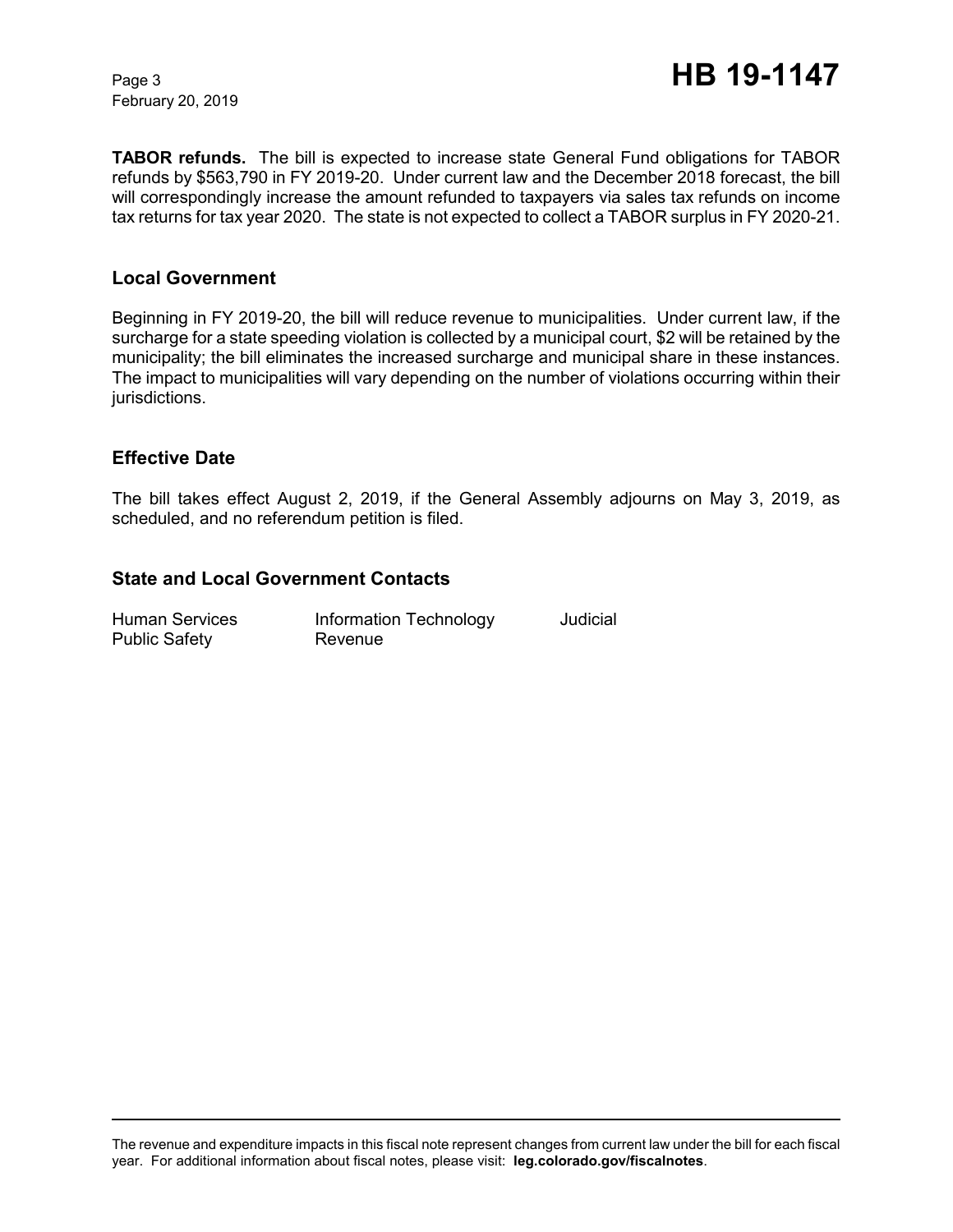**TABOR refunds.** The bill is expected to increase state General Fund obligations for TABOR refunds by $563,790 in FY 2019-20. Under current law and the December 2018 forecast, the bill will correspondingly increase the amount refunded to taxpayers via sales tax refunds on income tax returns for tax year 2020. The state is not expected to collect a TABOR surplus in FY 2020-21.

## Local Government

Beginning in FY 2019-20, the bill will reduce revenue to municipalities. Under current law, if the surcharge for a state speeding violation is collected by a municipal court, $2 will be retained by the municipality; the bill eliminates the increased surcharge and municipal share in these instances. The impact to municipalities will vary depending on the number of violations occurring within their jurisdictions.

## Effective Date

The bill takes effect August 2, 2019, if the General Assembly adjourns on May 3, 2019, as scheduled, and no referendum petition is filed.

## State and Local Government Contacts

| | | |
|---|---|---|
| Human Services | Information Technology | Judicial |
| Public Safety | Revenue | |

The revenue and expenditure impacts in this fiscal note represent changes from current law under the bill for each fiscal year. For additional information about fiscal notes, please visit: **leg.colorado.gov/fiscalnotes**.